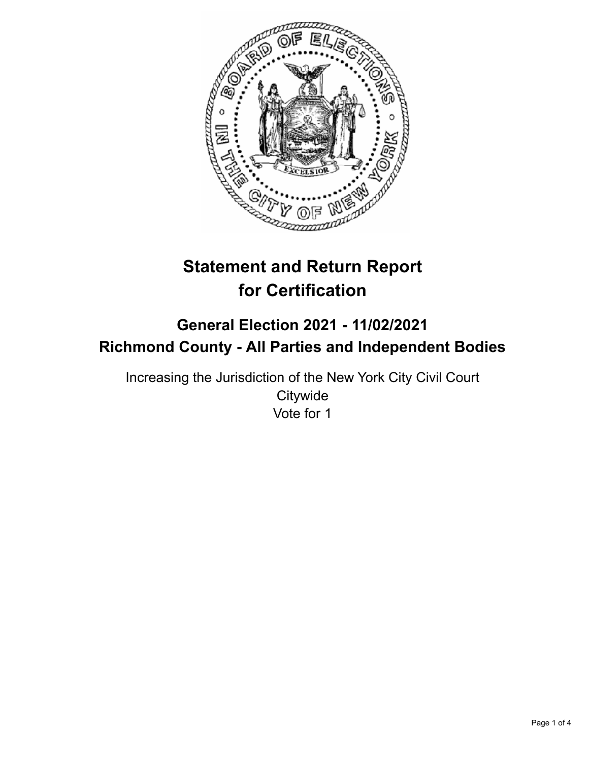# Statement and Return Report for Certification

## General Election 2021 - 11/02/2021
## Richmond County - All Parties and Independent Bodies

Increasing the Jurisdiction of the New York City Civil Court
Citywide
Vote for 1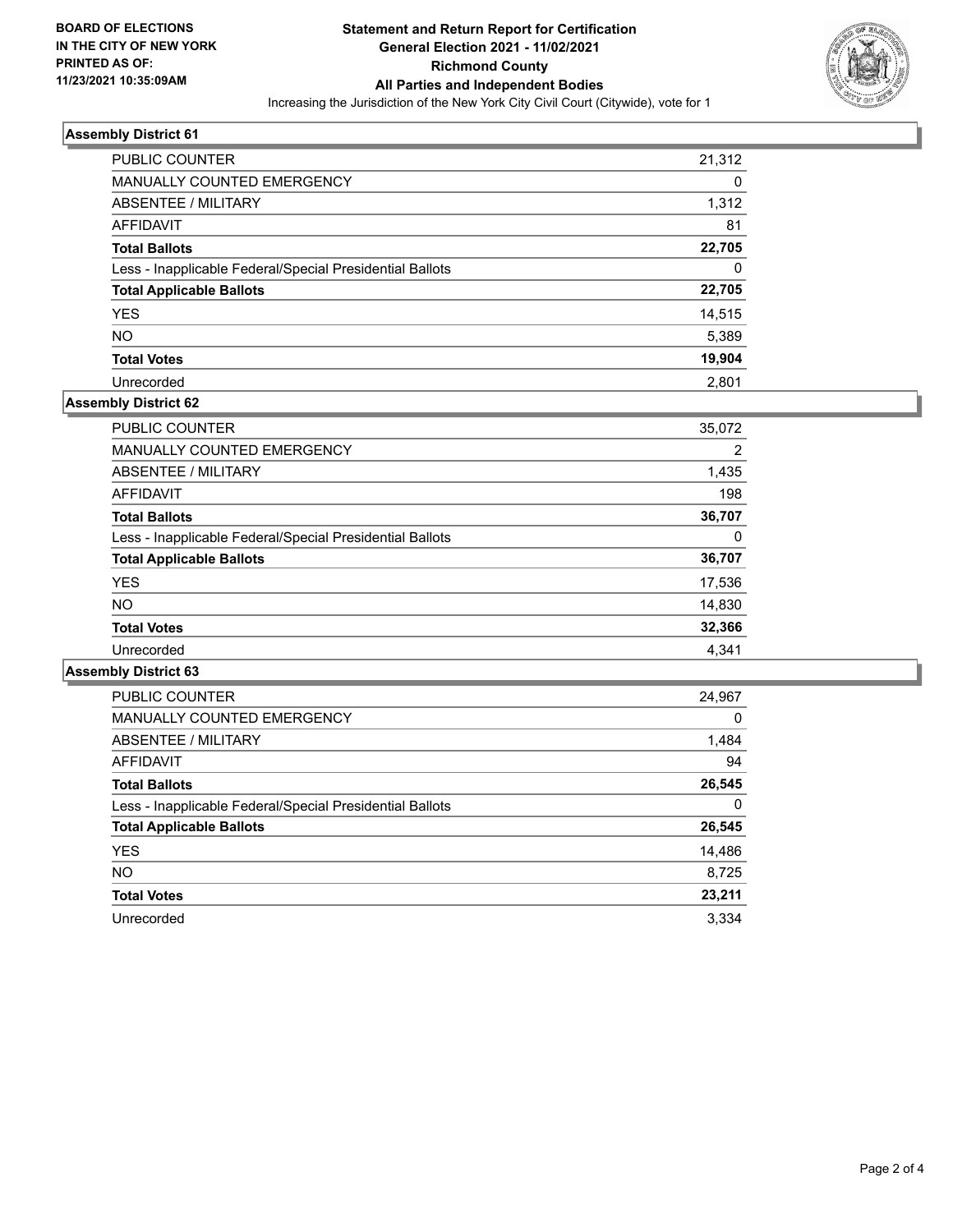**BOARD OF ELECTIONS IN THE CITY OF NEW YORK PRINTED AS OF: 11/23/2021 10:35:09AM**

**Statement and Return Report for Certification General Election 2021 - 11/02/2021 Richmond County All Parties and Independent Bodies**

Increasing the Jurisdiction of the New York City Civil Court (Citywide), vote for 1

### Assembly District 61

| | |
|---|---|
| PUBLIC COUNTER | 21,312 |
| MANUALLY COUNTED EMERGENCY | 0 |
| ABSENTEE / MILITARY | 1,312 |
| AFFIDAVIT | 81 |
| **Total Ballots** | **22,705** |
| Less - Inapplicable Federal/Special Presidential Ballots | 0 |
| **Total Applicable Ballots** | **22,705** |
| YES | 14,515 |
| NO | 5,389 |
| **Total Votes** | **19,904** |
| Unrecorded | 2,801 |

### Assembly District 62

| | |
|---|---|
| PUBLIC COUNTER | 35,072 |
| MANUALLY COUNTED EMERGENCY | 2 |
| ABSENTEE / MILITARY | 1,435 |
| AFFIDAVIT | 198 |
| **Total Ballots** | **36,707** |
| Less - Inapplicable Federal/Special Presidential Ballots | 0 |
| **Total Applicable Ballots** | **36,707** |
| YES | 17,536 |
| NO | 14,830 |
| **Total Votes** | **32,366** |
| Unrecorded | 4,341 |

### Assembly District 63

| | |
|---|---|
| PUBLIC COUNTER | 24,967 |
| MANUALLY COUNTED EMERGENCY | 0 |
| ABSENTEE / MILITARY | 1,484 |
| AFFIDAVIT | 94 |
| **Total Ballots** | **26,545** |
| Less - Inapplicable Federal/Special Presidential Ballots | 0 |
| **Total Applicable Ballots** | **26,545** |
| YES | 14,486 |
| NO | 8,725 |
| **Total Votes** | **23,211** |
| Unrecorded | 3,334 |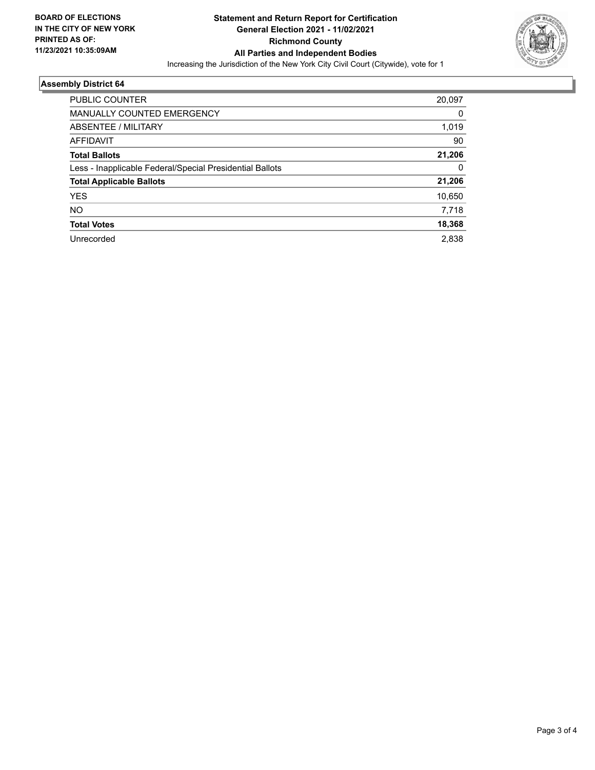**BOARD OF ELECTIONS IN THE CITY OF NEW YORK PRINTED AS OF: 11/23/2021 10:35:09AM**

**Statement and Return Report for Certification General Election 2021 - 11/02/2021 Richmond County All Parties and Independent Bodies**

Increasing the Jurisdiction of the New York City Civil Court (Citywide), vote for 1

## Assembly District 64

| | |
|---|---|
| PUBLIC COUNTER | 20,097 |
| MANUALLY COUNTED EMERGENCY | 0 |
| ABSENTEE / MILITARY | 1,019 |
| AFFIDAVIT | 90 |
| **Total Ballots** | **21,206** |
| Less - Inapplicable Federal/Special Presidential Ballots | 0 |
| **Total Applicable Ballots** | **21,206** |
| YES | 10,650 |
| NO | 7,718 |
| **Total Votes** | **18,368** |
| Unrecorded | 2,838 |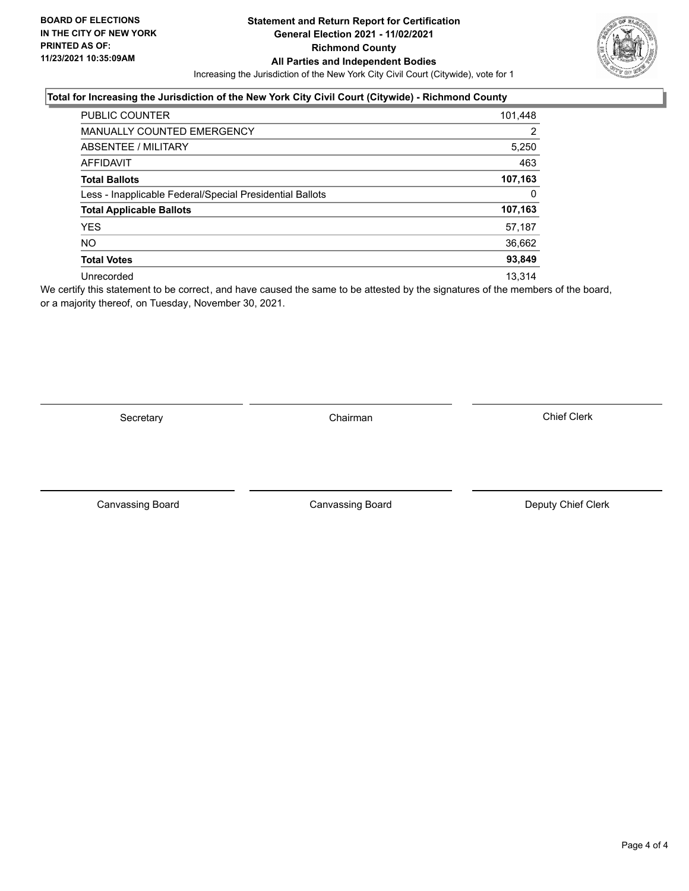**BOARD OF ELECTIONS IN THE CITY OF NEW YORK PRINTED AS OF: 11/23/2021 10:35:09AM**

**Statement and Return Report for Certification**
**General Election 2021 - 11/02/2021**
**Richmond County**
**All Parties and Independent Bodies**

Increasing the Jurisdiction of the New York City Civil Court (Citywide), vote for 1

**Total for Increasing the Jurisdiction of the New York City Civil Court (Citywide) - Richmond County**

| | |
|---|---|
| PUBLIC COUNTER | 101,448 |
| MANUALLY COUNTED EMERGENCY | 2 |
| ABSENTEE / MILITARY | 5,250 |
| AFFIDAVIT | 463 |
| **Total Ballots** | **107,163** |
| Less - Inapplicable Federal/Special Presidential Ballots | 0 |
| **Total Applicable Ballots** | **107,163** |
| YES | 57,187 |
| NO | 36,662 |
| **Total Votes** | **93,849** |
| Unrecorded | 13,314 |

We certify this statement to be correct, and have caused the same to be attested by the signatures of the members of the board, or a majority thereof, on Tuesday, November 30, 2021.

Secretary

Chairman

Chief Clerk

Canvassing Board

Canvassing Board

Deputy Chief Clerk